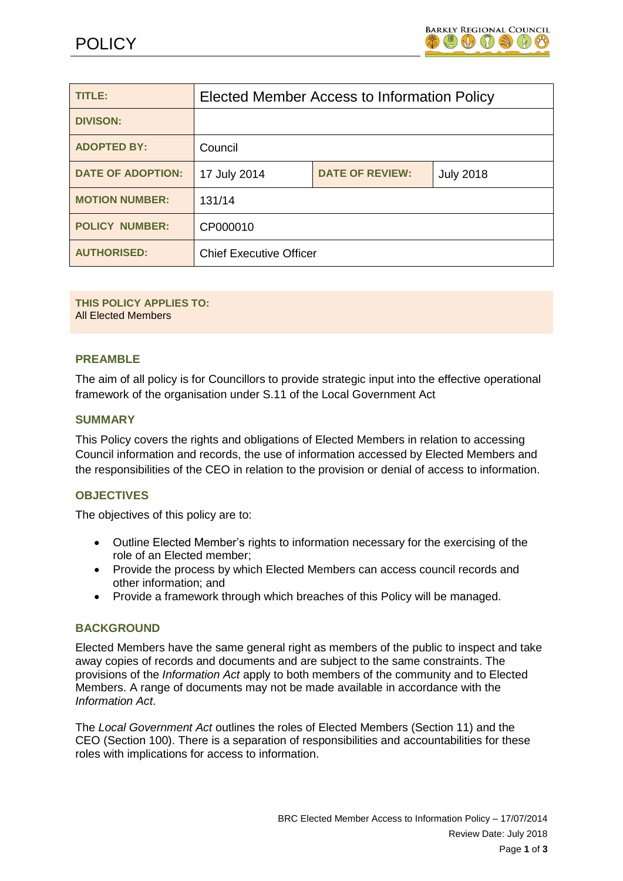# POLICY

| TITLE: | Elected Member Access to Information Policy | | |
|---|---|---|---|
| DIVISON: | | | |
| ADOPTED BY: | Council | | |
| DATE OF ADOPTION: | 17 July 2014 | DATE OF REVIEW: | July 2018 |
| MOTION NUMBER: | 131/14 | | |
| POLICY NUMBER: | CP000010 | | |
| AUTHORISED: | Chief Executive Officer | | |

**THIS POLICY APPLIES TO:**
All Elected Members

## PREAMBLE

The aim of all policy is for Councillors to provide strategic input into the effective operational framework of the organisation under S.11 of the Local Government Act

## SUMMARY

This Policy covers the rights and obligations of Elected Members in relation to accessing Council information and records, the use of information accessed by Elected Members and the responsibilities of the CEO in relation to the provision or denial of access to information.

## OBJECTIVES

The objectives of this policy are to:

- Outline Elected Member's rights to information necessary for the exercising of the role of an Elected member;
- Provide the process by which Elected Members can access council records and other information; and
- Provide a framework through which breaches of this Policy will be managed.

## BACKGROUND

Elected Members have the same general right as members of the public to inspect and take away copies of records and documents and are subject to the same constraints. The provisions of the *Information Act* apply to both members of the community and to Elected Members. A range of documents may not be made available in accordance with the *Information Act*.

The *Local Government Act* outlines the roles of Elected Members (Section 11) and the CEO (Section 100). There is a separation of responsibilities and accountabilities for these roles with implications for access to information.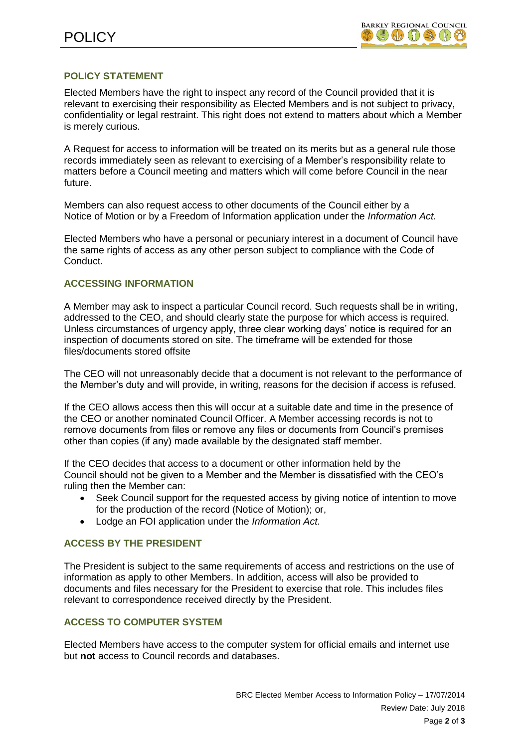## POLICY STATEMENT

Elected Members have the right to inspect any record of the Council provided that it is relevant to exercising their responsibility as Elected Members and is not subject to privacy, confidentiality or legal restraint. This right does not extend to matters about which a Member is merely curious.

A Request for access to information will be treated on its merits but as a general rule those records immediately seen as relevant to exercising of a Member's responsibility relate to matters before a Council meeting and matters which will come before Council in the near future.

Members can also request access to other documents of the Council either by a Notice of Motion or by a Freedom of Information application under the *Information Act.*

Elected Members who have a personal or pecuniary interest in a document of Council have the same rights of access as any other person subject to compliance with the Code of Conduct.

## ACCESSING INFORMATION

A Member may ask to inspect a particular Council record. Such requests shall be in writing, addressed to the CEO, and should clearly state the purpose for which access is required. Unless circumstances of urgency apply, three clear working days' notice is required for an inspection of documents stored on site. The timeframe will be extended for those files/documents stored offsite

The CEO will not unreasonably decide that a document is not relevant to the performance of the Member's duty and will provide, in writing, reasons for the decision if access is refused.

If the CEO allows access then this will occur at a suitable date and time in the presence of the CEO or another nominated Council Officer. A Member accessing records is not to remove documents from files or remove any files or documents from Council's premises other than copies (if any) made available by the designated staff member.

If the CEO decides that access to a document or other information held by the Council should not be given to a Member and the Member is dissatisfied with the CEO's ruling then the Member can:

- Seek Council support for the requested access by giving notice of intention to move for the production of the record (Notice of Motion); or,
- Lodge an FOI application under the *Information Act.*

## ACCESS BY THE PRESIDENT

The President is subject to the same requirements of access and restrictions on the use of information as apply to other Members. In addition, access will also be provided to documents and files necessary for the President to exercise that role. This includes files relevant to correspondence received directly by the President.

## ACCESS TO COMPUTER SYSTEM

Elected Members have access to the computer system for official emails and internet use but **not** access to Council records and databases.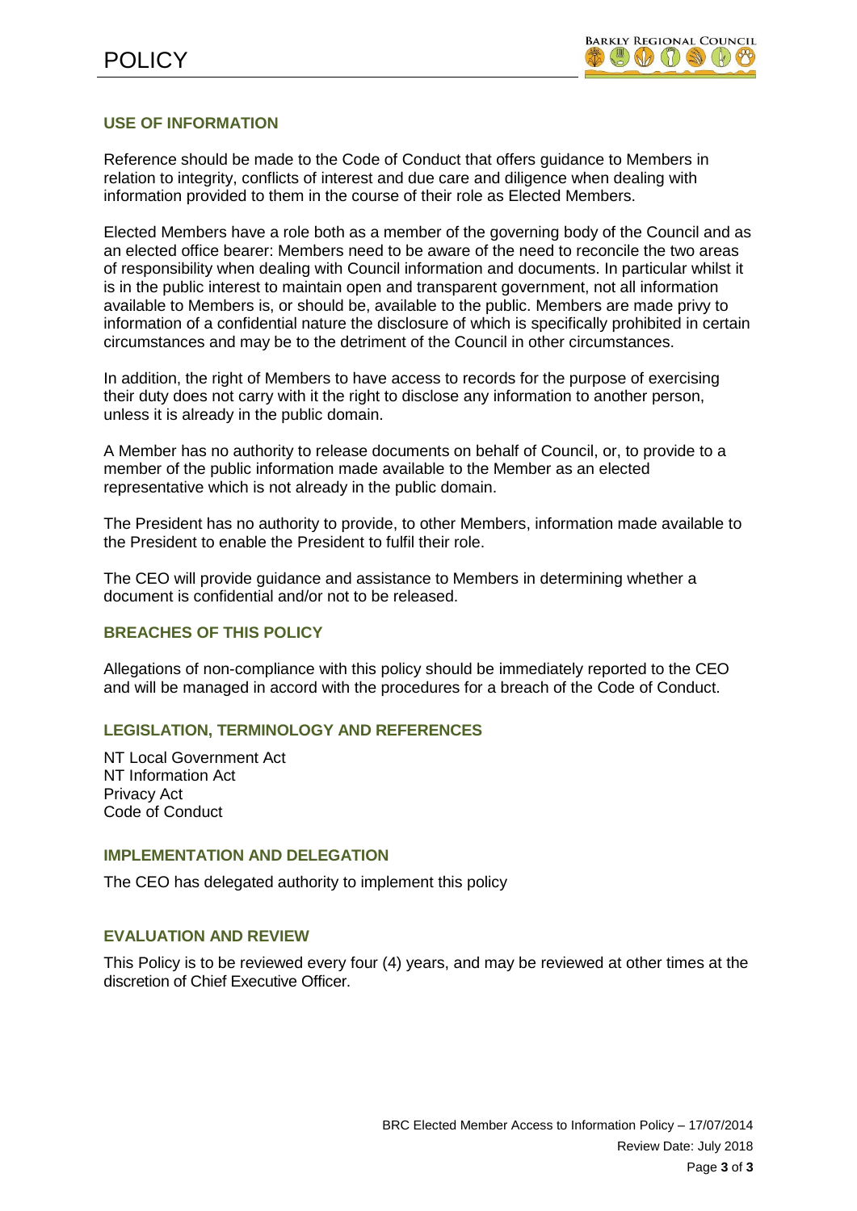## USE OF INFORMATION

Reference should be made to the Code of Conduct that offers guidance to Members in relation to integrity, conflicts of interest and due care and diligence when dealing with information provided to them in the course of their role as Elected Members.

Elected Members have a role both as a member of the governing body of the Council and as an elected office bearer: Members need to be aware of the need to reconcile the two areas of responsibility when dealing with Council information and documents. In particular whilst it is in the public interest to maintain open and transparent government, not all information available to Members is, or should be, available to the public. Members are made privy to information of a confidential nature the disclosure of which is specifically prohibited in certain circumstances and may be to the detriment of the Council in other circumstances.

In addition, the right of Members to have access to records for the purpose of exercising their duty does not carry with it the right to disclose any information to another person, unless it is already in the public domain.

A Member has no authority to release documents on behalf of Council, or, to provide to a member of the public information made available to the Member as an elected representative which is not already in the public domain.

The President has no authority to provide, to other Members, information made available to the President to enable the President to fulfil their role.

The CEO will provide guidance and assistance to Members in determining whether a document is confidential and/or not to be released.

## BREACHES OF THIS POLICY

Allegations of non-compliance with this policy should be immediately reported to the CEO and will be managed in accord with the procedures for a breach of the Code of Conduct.

## LEGISLATION, TERMINOLOGY AND REFERENCES

NT Local Government Act
NT Information Act
Privacy Act
Code of Conduct

## IMPLEMENTATION AND DELEGATION

The CEO has delegated authority to implement this policy

## EVALUATION AND REVIEW

This Policy is to be reviewed every four (4) years, and may be reviewed at other times at the discretion of Chief Executive Officer.